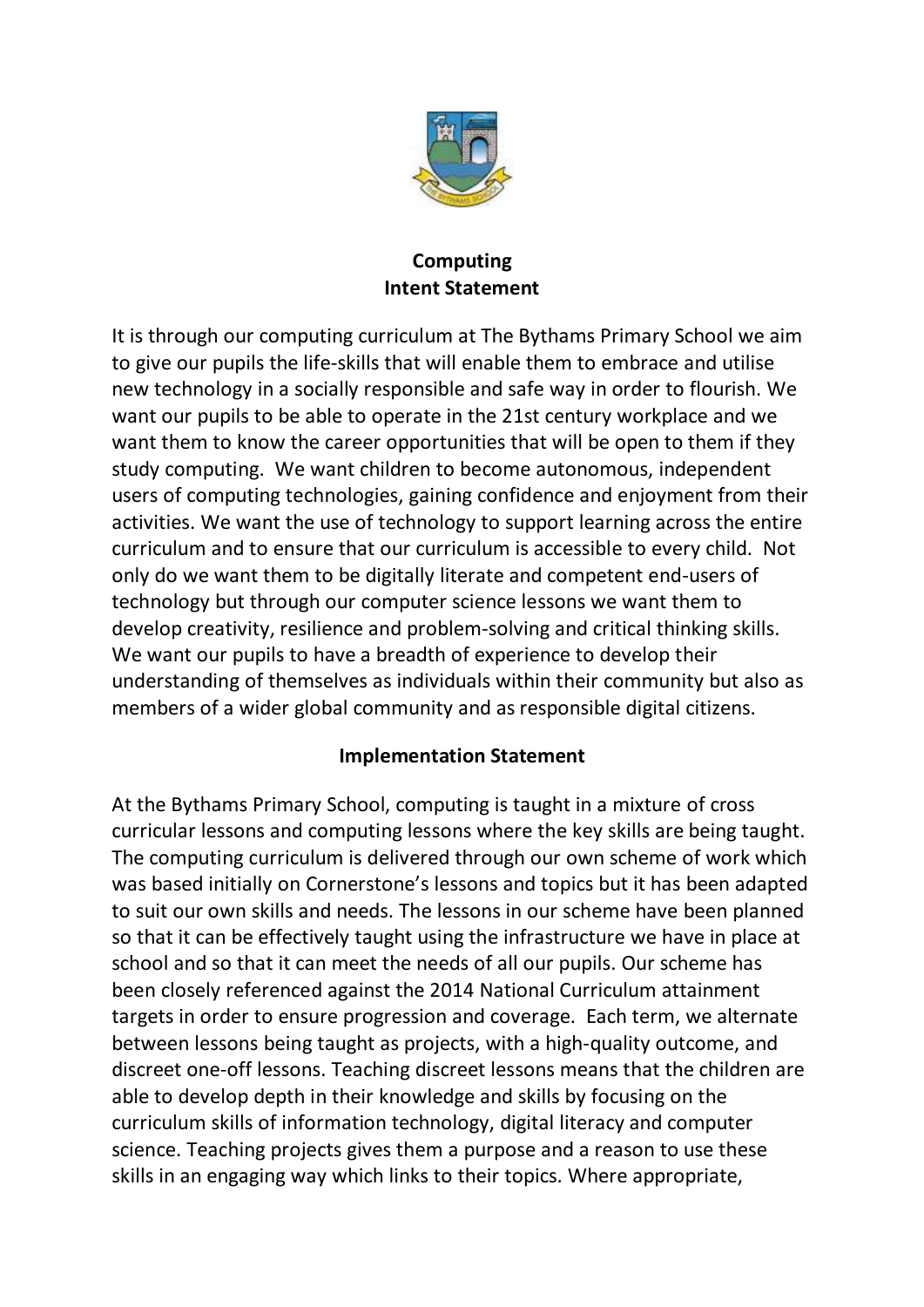## Computing
## Intent Statement

It is through our computing curriculum at The Bythams Primary School we aim to give our pupils the life-skills that will enable them to embrace and utilise new technology in a socially responsible and safe way in order to flourish. We want our pupils to be able to operate in the 21st century workplace and we want them to know the career opportunities that will be open to them if they study computing. We want children to become autonomous, independent users of computing technologies, gaining confidence and enjoyment from their activities. We want the use of technology to support learning across the entire curriculum and to ensure that our curriculum is accessible to every child. Not only do we want them to be digitally literate and competent end-users of technology but through our computer science lessons we want them to develop creativity, resilience and problem-solving and critical thinking skills. We want our pupils to have a breadth of experience to develop their understanding of themselves as individuals within their community but also as members of a wider global community and as responsible digital citizens.

## Implementation Statement

At the Bythams Primary School, computing is taught in a mixture of cross curricular lessons and computing lessons where the key skills are being taught. The computing curriculum is delivered through our own scheme of work which was based initially on Cornerstone's lessons and topics but it has been adapted to suit our own skills and needs. The lessons in our scheme have been planned so that it can be effectively taught using the infrastructure we have in place at school and so that it can meet the needs of all our pupils. Our scheme has been closely referenced against the 2014 National Curriculum attainment targets in order to ensure progression and coverage. Each term, we alternate between lessons being taught as projects, with a high-quality outcome, and discreet one-off lessons. Teaching discreet lessons means that the children are able to develop depth in their knowledge and skills by focusing on the curriculum skills of information technology, digital literacy and computer science. Teaching projects gives them a purpose and a reason to use these skills in an engaging way which links to their topics. Where appropriate,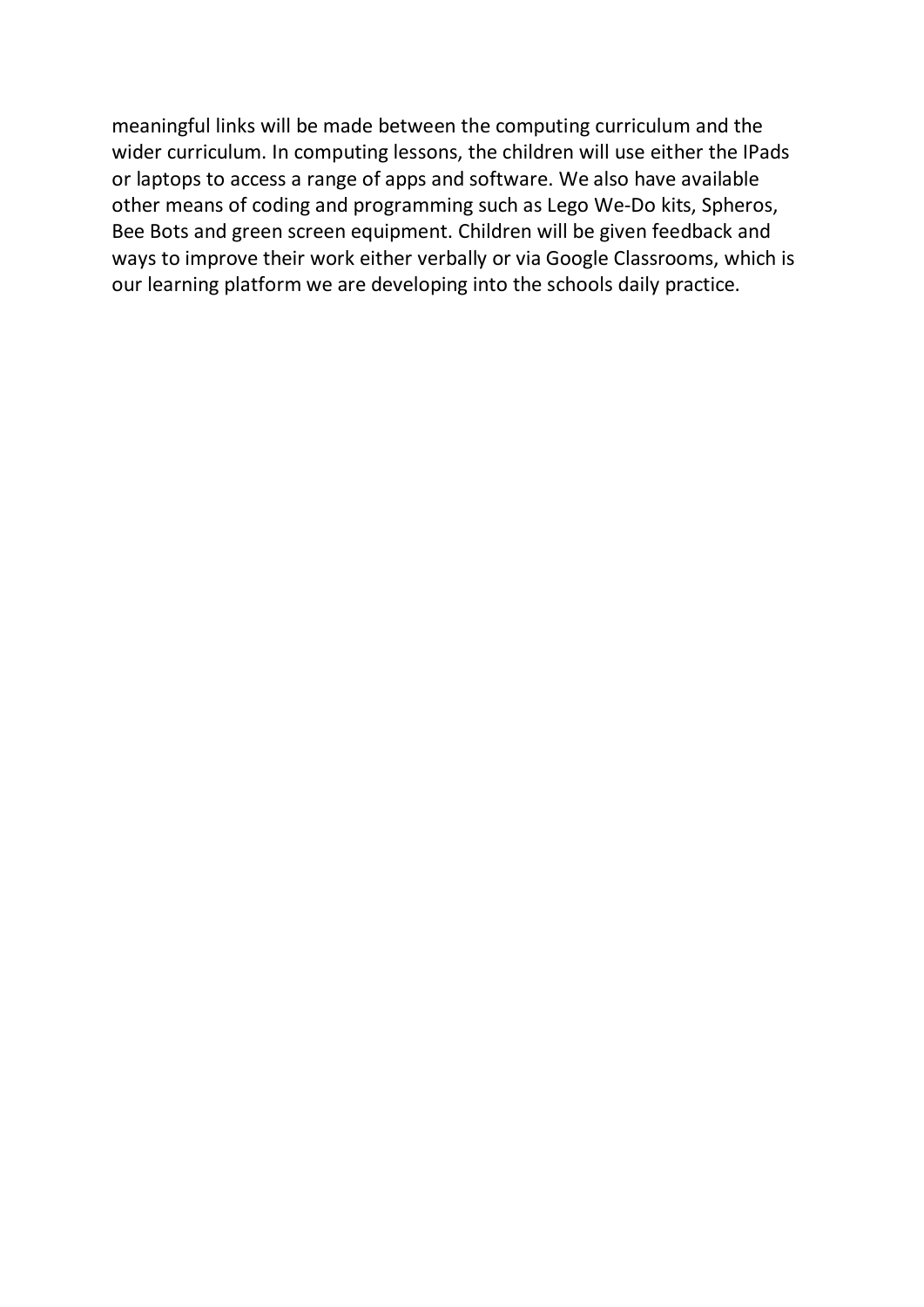meaningful links will be made between the computing curriculum and the wider curriculum. In computing lessons, the children will use either the IPads or laptops to access a range of apps and software. We also have available other means of coding and programming such as Lego We-Do kits, Spheros, Bee Bots and green screen equipment. Children will be given feedback and ways to improve their work either verbally or via Google Classrooms, which is our learning platform we are developing into the schools daily practice.